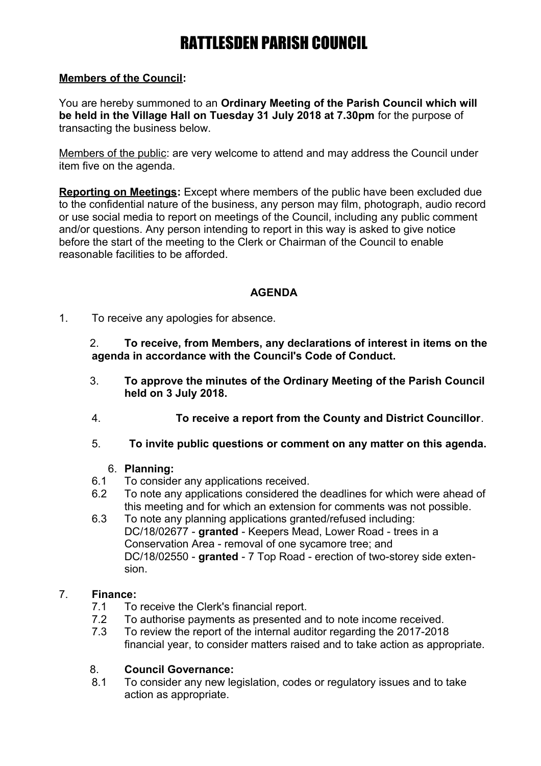# RATTLESDEN PARISH COUNCIL

**Members of the Council:**

You are hereby summoned to an **Ordinary Meeting of the Parish Council which will be held in the Village Hall on Tuesday 31 July 2018 at 7.30pm** for the purpose of transacting the business below.

Members of the public: are very welcome to attend and may address the Council under item five on the agenda.

**Reporting on Meetings:** Except where members of the public have been excluded due to the confidential nature of the business, any person may film, photograph, audio record or use social media to report on meetings of the Council, including any public comment and/or questions. Any person intending to report in this way is asked to give notice before the start of the meeting to the Clerk or Chairman of the Council to enable reasonable facilities to be afforded.

**AGENDA**

1. To receive any apologies for absence.

2. **To receive, from Members, any declarations of interest in items on the agenda in accordance with the Council's Code of Conduct.**

3. **To approve the minutes of the Ordinary Meeting of the Parish Council held on 3 July 2018.**

4. **To receive a report from the County and District Councillor**.

5. **To invite public questions or comment on any matter on this agenda.**

6. **Planning:**
   - 6.1 To consider any applications received.
   - 6.2 To note any applications considered the deadlines for which were ahead of this meeting and for which an extension for comments was not possible.
   - 6.3 To note any planning applications granted/refused including: DC/18/02677 - **granted** - Keepers Mead, Lower Road - trees in a Conservation Area - removal of one sycamore tree; and DC/18/02550 - **granted** - 7 Top Road - erection of two-storey side extension.

7. **Finance:**
   - 7.1 To receive the Clerk's financial report.
   - 7.2 To authorise payments as presented and to note income received.
   - 7.3 To review the report of the internal auditor regarding the 2017-2018 financial year, to consider matters raised and to take action as appropriate.

8. **Council Governance:**
   - 8.1 To consider any new legislation, codes or regulatory issues and to take action as appropriate.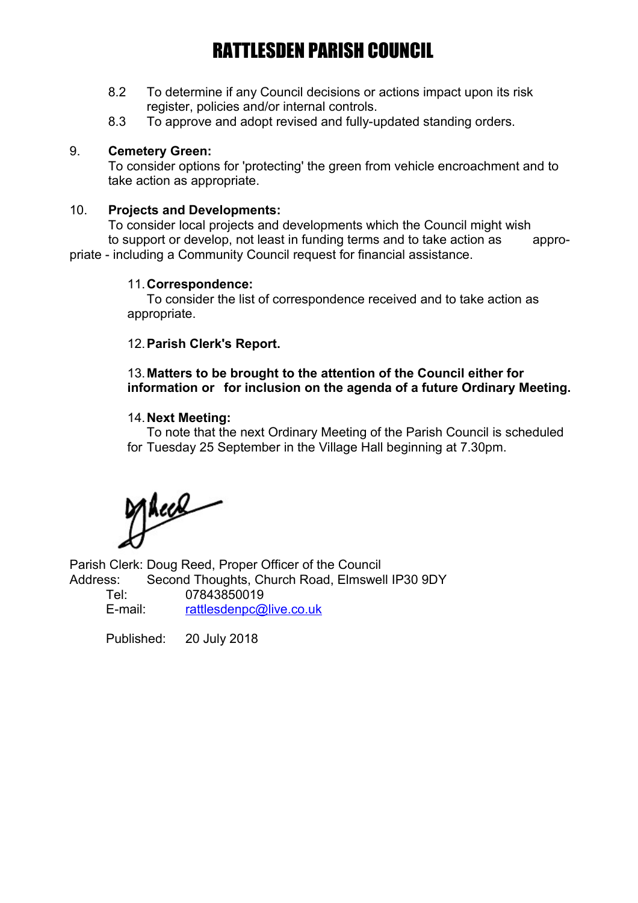# RATTLESDEN PARISH COUNCIL

8.2 To determine if any Council decisions or actions impact upon its risk register, policies and/or internal controls.

8.3 To approve and adopt revised and fully-updated standing orders.

9. **Cemetery Green:**
To consider options for 'protecting' the green from vehicle encroachment and to take action as appropriate.

10. **Projects and Developments:**
To consider local projects and developments which the Council might wish to support or develop, not least in funding terms and to take action as appropriate - including a Community Council request for financial assistance.

11. **Correspondence:**
To consider the list of correspondence received and to take action as appropriate.

12. **Parish Clerk's Report.**

13. **Matters to be brought to the attention of the Council either for information or for inclusion on the agenda of a future Ordinary Meeting.**

14. **Next Meeting:**
To note that the next Ordinary Meeting of the Parish Council is scheduled for Tuesday 25 September in the Village Hall beginning at 7.30pm.

Parish Clerk: Doug Reed, Proper Officer of the Council
Address: Second Thoughts, Church Road, Elmswell IP30 9DY
Tel: 07843850019
E-mail: rattlesdenpc@live.co.uk

Published: 20 July 2018